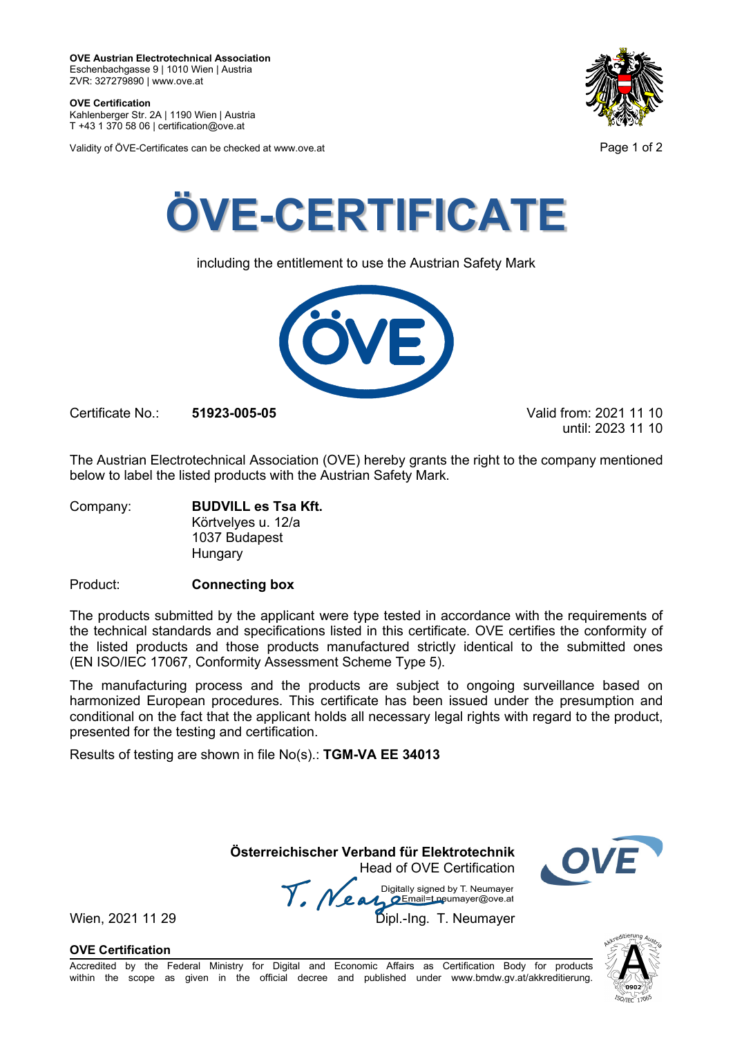**OVE Austrian Electrotechnical Association**
Eschenbachgasse 9 | 1010 Wien | Austria
ZVR: 327279890 | www.ove.at

**OVE Certification**
Kahlenberger Str. 2A | 1190 Wien | Austria
T +43 1 370 58 06 | certification@ove.at

Validity of ÖVE-Certificates can be checked at www.ove.at

# ÖVE-CERTIFICATE

including the entitlement to use the Austrian Safety Mark

Certificate No.: **51923-005-05**

Valid from: 2021 11 10
until: 2023 11 10

The Austrian Electrotechnical Association (OVE) hereby grants the right to the company mentioned below to label the listed products with the Austrian Safety Mark.

Company: **BUDVILL es Tsa Kft.**
Körtvelyes u. 12/a
1037 Budapest
Hungary

Product: **Connecting box**

The products submitted by the applicant were type tested in accordance with the requirements of the technical standards and specifications listed in this certificate. OVE certifies the conformity of the listed products and those products manufactured strictly identical to the submitted ones (EN ISO/IEC 17067, Conformity Assessment Scheme Type 5).

The manufacturing process and the products are subject to ongoing surveillance based on harmonized European procedures. This certificate has been issued under the presumption and conditional on the fact that the applicant holds all necessary legal rights with regard to the product, presented for the testing and certification.

Results of testing are shown in file No(s).: **TGM-VA EE 34013**

**Österreichischer Verband für Elektrotechnik**
Head of OVE Certification

Digitally signed by T. Neumayer
Email=t.neumayer@ove.at

Wien, 2021 11 29

Dipl.-Ing. T. Neumayer

**OVE Certification**

Accredited by the Federal Ministry for Digital and Economic Affairs as Certification Body for products within the scope as given in the official decree and published under www.bmdw.gv.at/akkreditierung.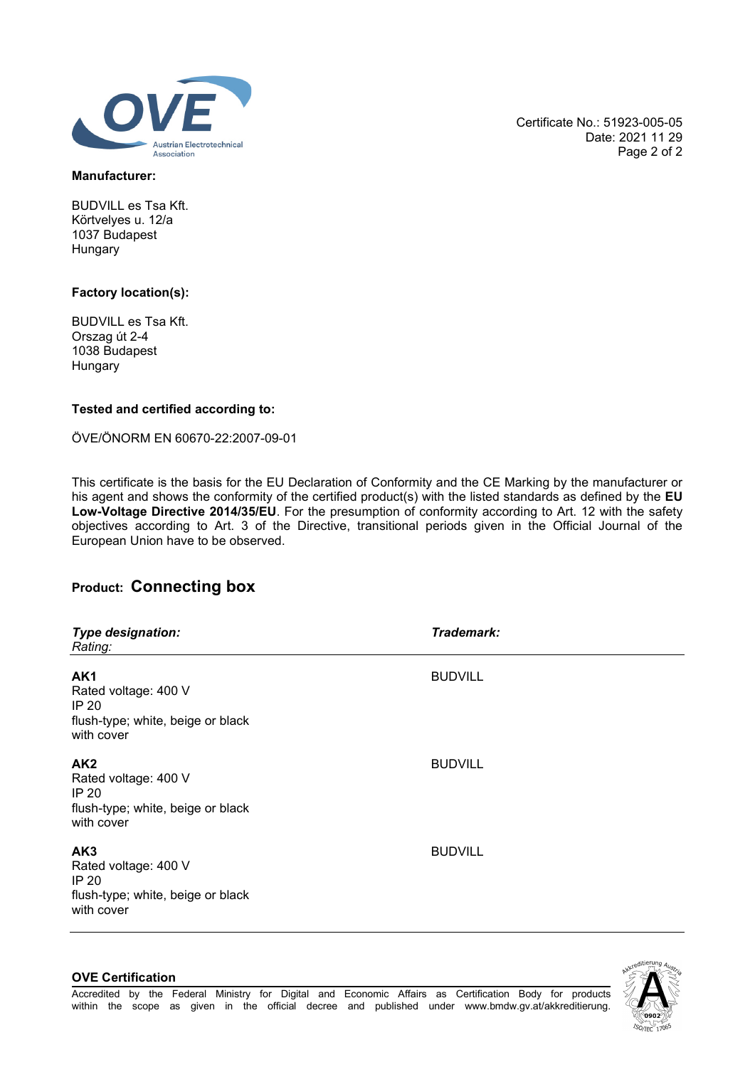Certificate No.: 51923-005-05
Date: 2021 11 29

**Manufacturer:**

BUDVILL es Tsa Kft.
Körtvelyes u. 12/a
1037 Budapest
Hungary

**Factory location(s):**

BUDVILL es Tsa Kft.
Orszag út 2-4
1038 Budapest
Hungary

**Tested and certified according to:**

ÖVE/ÖNORM EN 60670-22:2007-09-01

This certificate is the basis for the EU Declaration of Conformity and the CE Marking by the manufacturer or his agent and shows the conformity of the certified product(s) with the listed standards as defined by the **EU Low-Voltage Directive 2014/35/EU**. For the presumption of conformity according to Art. 12 with the safety objectives according to Art. 3 of the Directive, transitional periods given in the Official Journal of the European Union have to be observed.

## Product: **Connecting box**

| ***Type designation:*** *Rating:* | ***Trademark:*** |
| --- | --- |
| **AK1** Rated voltage: 400 V IP 20 flush-type; white, beige or black with cover | BUDVILL |
| **AK2** Rated voltage: 400 V IP 20 flush-type; white, beige or black with cover | BUDVILL |
| **AK3** Rated voltage: 400 V IP 20 flush-type; white, beige or black with cover | BUDVILL |

**OVE Certification**

Accredited by the Federal Ministry for Digital and Economic Affairs as Certification Body for products within the scope as given in the official decree and published under www.bmdw.gv.at/akkreditierung.